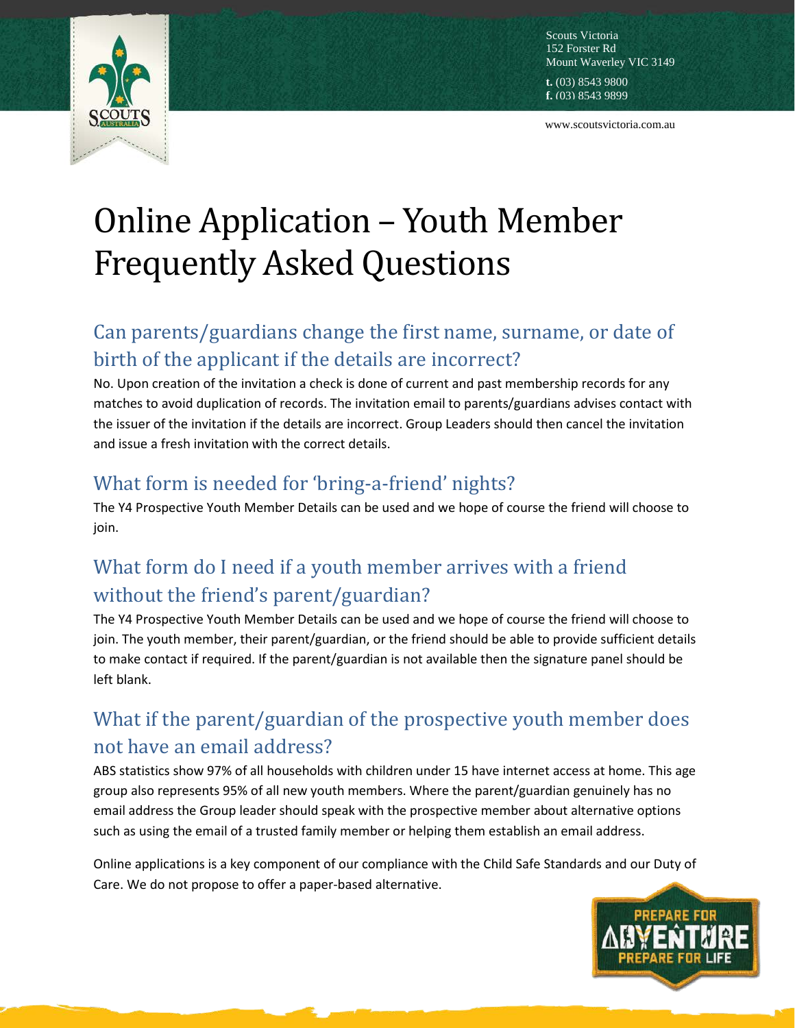Scouts Victoria
152 Forster Rd
Mount Waverley VIC 3149

**t.** (03) 8543 9800
**f.** (03) 8543 9899

www.scoutsvictoria.com.au

# Online Application – Youth Member Frequently Asked Questions

## Can parents/guardians change the first name, surname, or date of birth of the applicant if the details are incorrect?

No. Upon creation of the invitation a check is done of current and past membership records for any matches to avoid duplication of records. The invitation email to parents/guardians advises contact with the issuer of the invitation if the details are incorrect. Group Leaders should then cancel the invitation and issue a fresh invitation with the correct details.

## What form is needed for 'bring-a-friend' nights?

The Y4 Prospective Youth Member Details can be used and we hope of course the friend will choose to join.

## What form do I need if a youth member arrives with a friend without the friend's parent/guardian?

The Y4 Prospective Youth Member Details can be used and we hope of course the friend will choose to join. The youth member, their parent/guardian, or the friend should be able to provide sufficient details to make contact if required. If the parent/guardian is not available then the signature panel should be left blank.

## What if the parent/guardian of the prospective youth member does not have an email address?

ABS statistics show 97% of all households with children under 15 have internet access at home. This age group also represents 95% of all new youth members. Where the parent/guardian genuinely has no email address the Group leader should speak with the prospective member about alternative options such as using the email of a trusted family member or helping them establish an email address.

Online applications is a key component of our compliance with the Child Safe Standards and our Duty of Care. We do not propose to offer a paper-based alternative.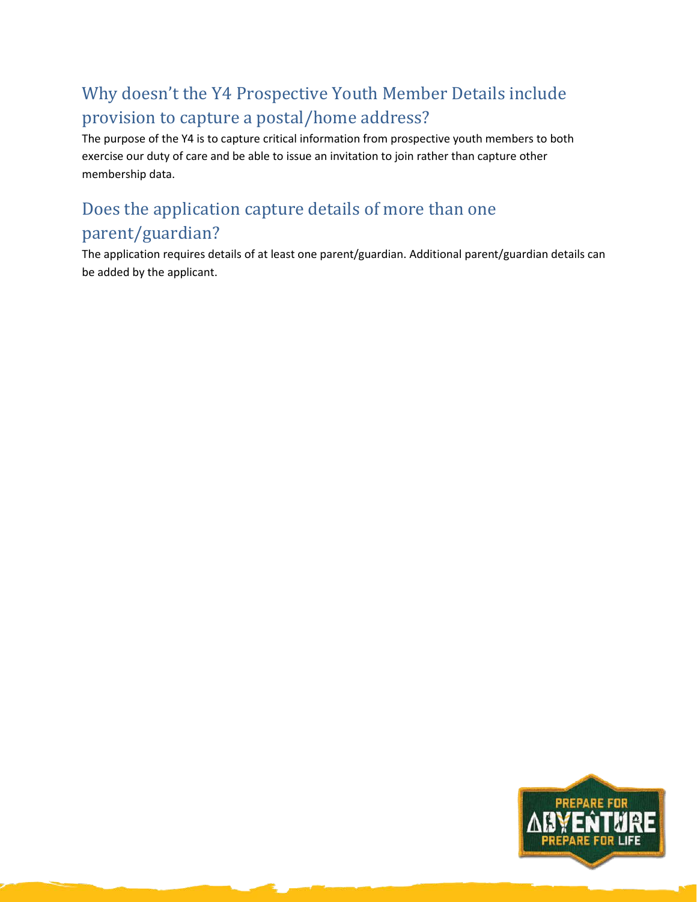## Why doesn’t the Y4 Prospective Youth Member Details include provision to capture a postal/home address?

The purpose of the Y4 is to capture critical information from prospective youth members to both exercise our duty of care and be able to issue an invitation to join rather than capture other membership data.

## Does the application capture details of more than one parent/guardian?

The application requires details of at least one parent/guardian. Additional parent/guardian details can be added by the applicant.